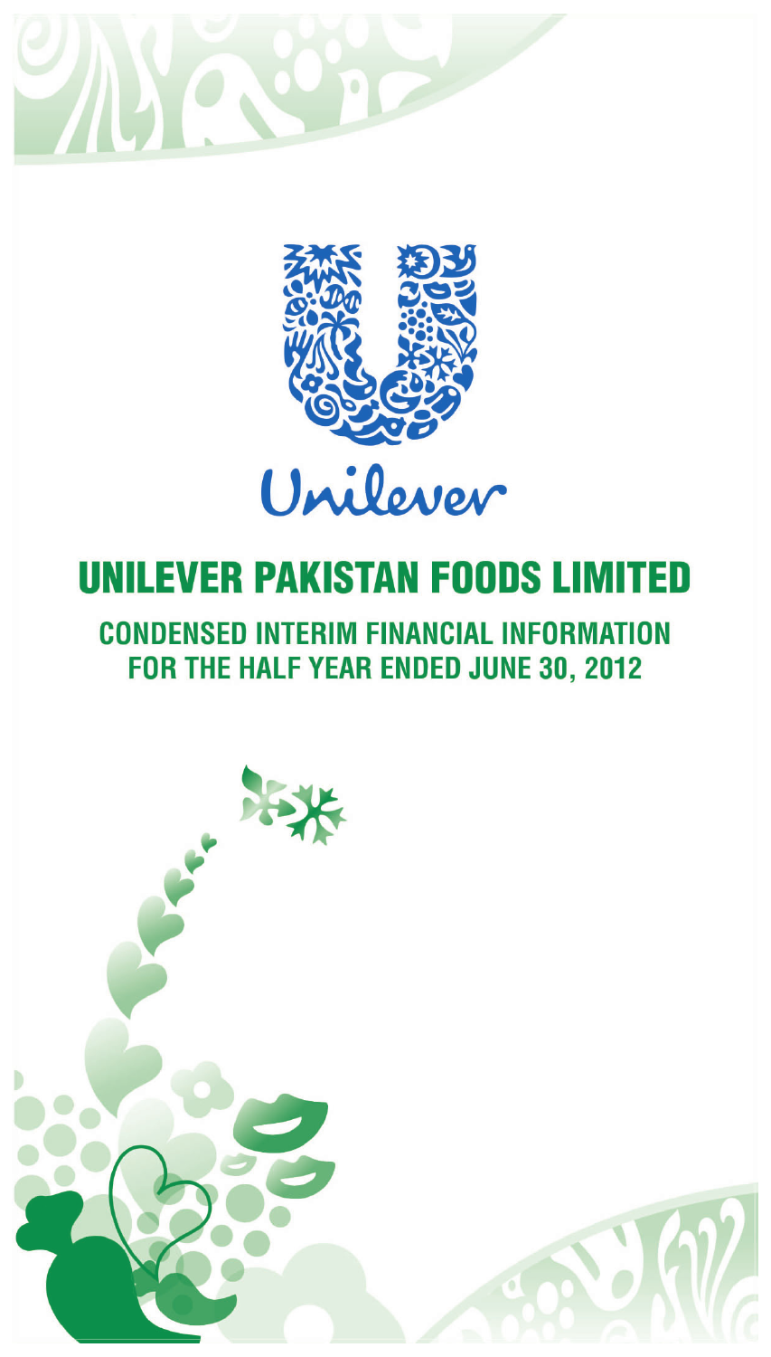Unilever

# UNILEVER PAKISTAN FOODS LIMITED

## CONDENSED INTERIM FINANCIAL INFORMATION FOR THE HALF YEAR ENDED JUNE 30, 2012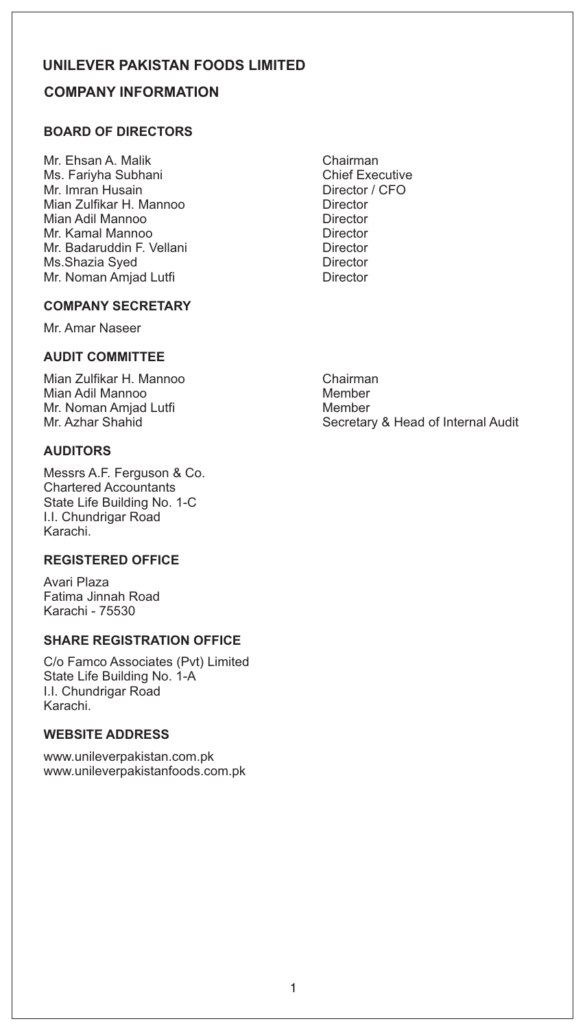# UNILEVER PAKISTAN FOODS LIMITED

## COMPANY INFORMATION

### BOARD OF DIRECTORS

| | |
|---|---|
| Mr. Ehsan A. Malik | Chairman |
| Ms. Fariyha Subhani | Chief Executive |
| Mr. Imran Husain | Director / CFO |
| Mian Zulfikar H. Mannoo | Director |
| Mian Adil Mannoo | Director |
| Mr. Kamal Mannoo | Director |
| Mr. Badaruddin F. Vellani | Director |
| Ms.Shazia Syed | Director |
| Mr. Noman Amjad Lutfi | Director |

### COMPANY SECRETARY

Mr. Amar Naseer

### AUDIT COMMITTEE

| | |
|---|---|
| Mian Zulfikar H. Mannoo | Chairman |
| Mian Adil Mannoo | Member |
| Mr. Noman Amjad Lutfi | Member |
| Mr. Azhar Shahid | Secretary & Head of Internal Audit |

### AUDITORS

Messrs A.F. Ferguson & Co.
Chartered Accountants
State Life Building No. 1-C
I.I. Chundrigar Road
Karachi.

### REGISTERED OFFICE

Avari Plaza
Fatima Jinnah Road
Karachi - 75530

### SHARE REGISTRATION OFFICE

C/o Famco Associates (Pvt) Limited
State Life Building No. 1-A
I.I. Chundrigar Road
Karachi.

### WEBSITE ADDRESS

www.unileverpakistan.com.pk
www.unileverpakistanfoods.com.pk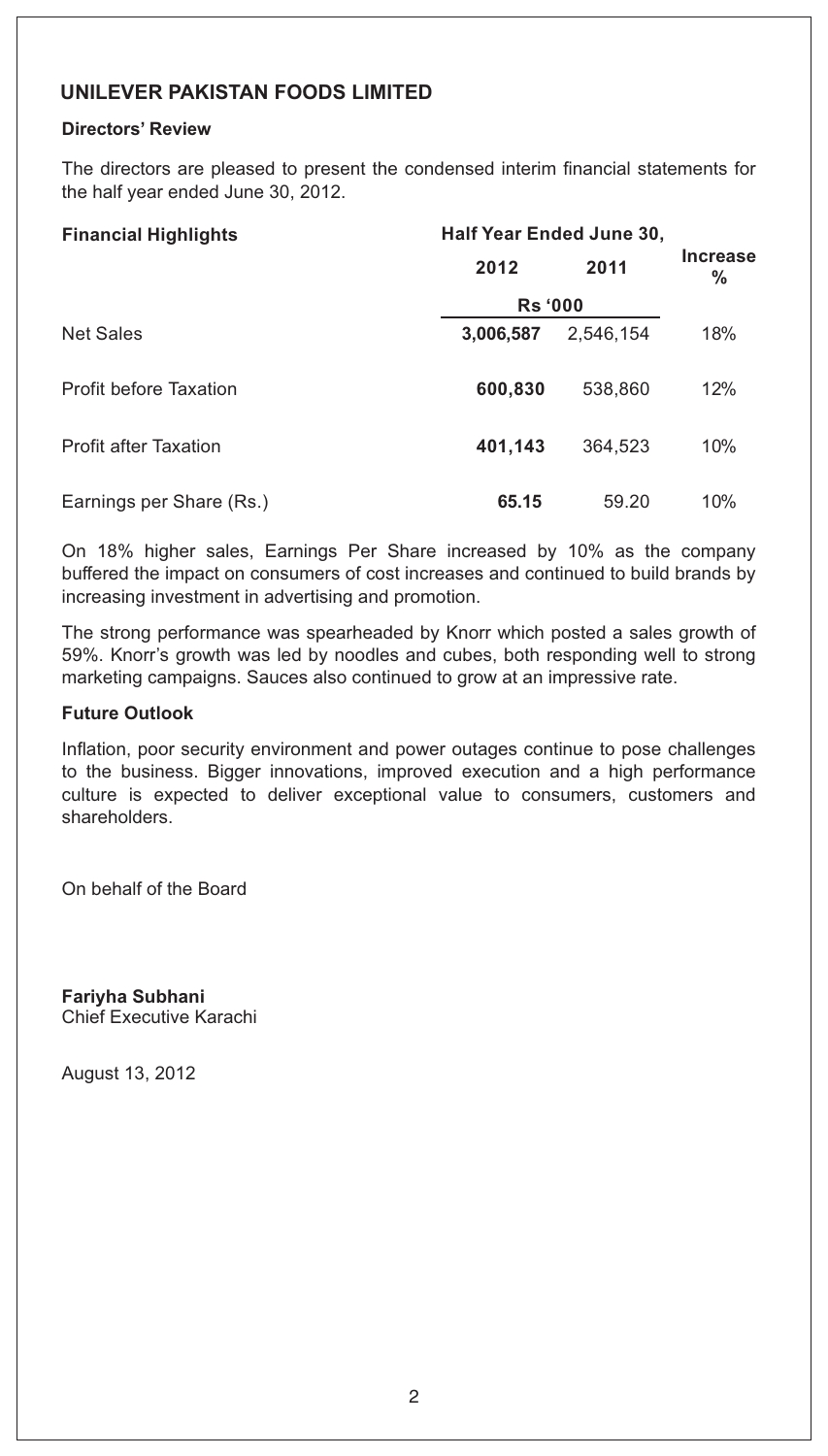# UNILEVER PAKISTAN FOODS LIMITED

## Directors' Review

The directors are pleased to present the condensed interim financial statements for the half year ended June 30, 2012.

| Financial Highlights | Half Year Ended June 30, | | |
|---|---|---|---|
| | 2012 | 2011 | Increase % |
| | Rs '000 | | |
| Net Sales | **3,006,587** | 2,546,154 | 18% |
| Profit before Taxation | **600,830** | 538,860 | 12% |
| Profit after Taxation | **401,143** | 364,523 | 10% |
| Earnings per Share (Rs.) | **65.15** | 59.20 | 10% |

On 18% higher sales, Earnings Per Share increased by 10% as the company buffered the impact on consumers of cost increases and continued to build brands by increasing investment in advertising and promotion.

The strong performance was spearheaded by Knorr which posted a sales growth of 59%. Knorr's growth was led by noodles and cubes, both responding well to strong marketing campaigns. Sauces also continued to grow at an impressive rate.

### Future Outlook

Inflation, poor security environment and power outages continue to pose challenges to the business. Bigger innovations, improved execution and a high performance culture is expected to deliver exceptional value to consumers, customers and shareholders.

On behalf of the Board

**Fariyha Subhani**
Chief Executive Karachi

August 13, 2012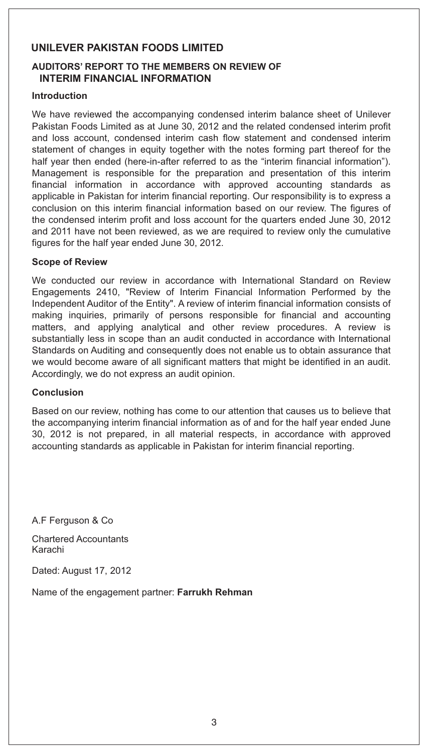## UNILEVER PAKISTAN FOODS LIMITED

### AUDITORS' REPORT TO THE MEMBERS ON REVIEW OF INTERIM FINANCIAL INFORMATION

#### Introduction

We have reviewed the accompanying condensed interim balance sheet of Unilever Pakistan Foods Limited as at June 30, 2012 and the related condensed interim profit and loss account, condensed interim cash flow statement and condensed interim statement of changes in equity together with the notes forming part thereof for the half year then ended (here-in-after referred to as the "interim financial information"). Management is responsible for the preparation and presentation of this interim financial information in accordance with approved accounting standards as applicable in Pakistan for interim financial reporting. Our responsibility is to express a conclusion on this interim financial information based on our review. The figures of the condensed interim profit and loss account for the quarters ended June 30, 2012 and 2011 have not been reviewed, as we are required to review only the cumulative figures for the half year ended June 30, 2012.

#### Scope of Review

We conducted our review in accordance with International Standard on Review Engagements 2410, "Review of Interim Financial Information Performed by the Independent Auditor of the Entity". A review of interim financial information consists of making inquiries, primarily of persons responsible for financial and accounting matters, and applying analytical and other review procedures. A review is substantially less in scope than an audit conducted in accordance with International Standards on Auditing and consequently does not enable us to obtain assurance that we would become aware of all significant matters that might be identified in an audit. Accordingly, we do not express an audit opinion.

#### Conclusion

Based on our review, nothing has come to our attention that causes us to believe that the accompanying interim financial information as of and for the half year ended June 30, 2012 is not prepared, in all material respects, in accordance with approved accounting standards as applicable in Pakistan for interim financial reporting.

A.F Ferguson & Co

Chartered Accountants
Karachi

Dated: August 17, 2012

Name of the engagement partner: **Farrukh Rehman**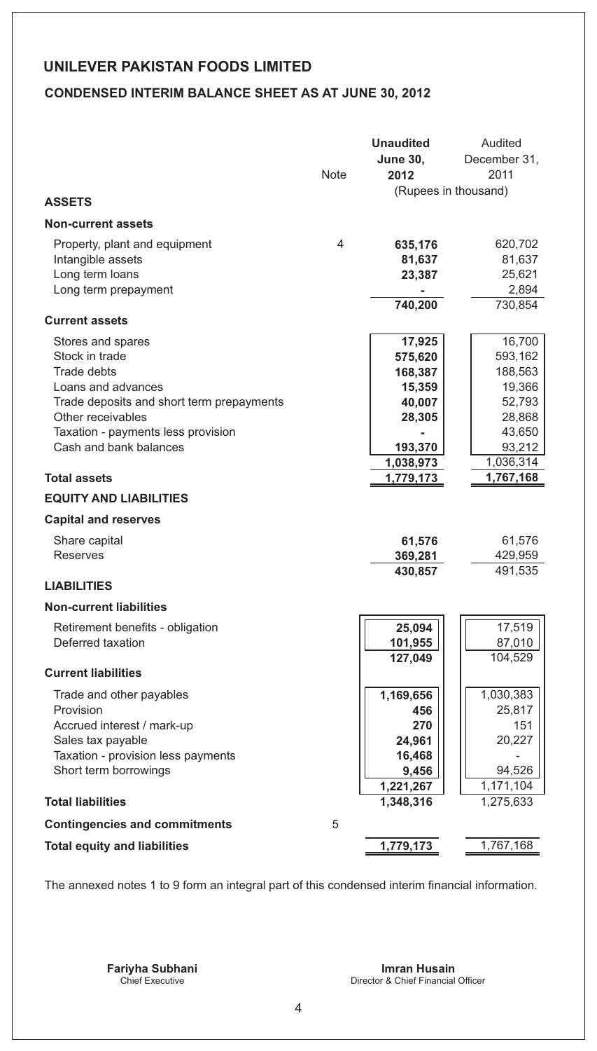# UNILEVER PAKISTAN FOODS LIMITED

## CONDENSED INTERIM BALANCE SHEET AS AT JUNE 30, 2012

| | Note | **Unaudited June 30, 2012** | Audited December 31, 2011 |
|---|---|---|---|
| | | (Rupees in thousand) | |
| **ASSETS** | | | |
| **Non-current assets** | | | |
| Property, plant and equipment | 4 | **635,176** | 620,702 |
| Intangible assets | | **81,637** | 81,637 |
| Long term loans | | **23,387** | 25,621 |
| Long term prepayment | | **-** | 2,894 |
| | | **740,200** | 730,854 |
| **Current assets** | | | |
| Stores and spares | | **17,925** | 16,700 |
| Stock in trade | | **575,620** | 593,162 |
| Trade debts | | **168,387** | 188,563 |
| Loans and advances | | **15,359** | 19,366 |
| Trade deposits and short term prepayments | | **40,007** | 52,793 |
| Other receivables | | **28,305** | 28,868 |
| Taxation - payments less provision | | **-** | 43,650 |
| Cash and bank balances | | **193,370** | 93,212 |
| | | **1,038,973** | 1,036,314 |
| **Total assets** | | **1,779,173** | 1,767,168 |
| **EQUITY AND LIABILITIES** | | | |
| **Capital and reserves** | | | |
| Share capital | | **61,576** | 61,576 |
| Reserves | | **369,281** | 429,959 |
| | | **430,857** | 491,535 |
| **LIABILITIES** | | | |
| **Non-current liabilities** | | | |
| Retirement benefits - obligation | | **25,094** | 17,519 |
| Deferred taxation | | **101,955** | 87,010 |
| | | **127,049** | 104,529 |
| **Current liabilities** | | | |
| Trade and other payables | | **1,169,656** | 1,030,383 |
| Provision | | **456** | 25,817 |
| Accrued interest / mark-up | | **270** | 151 |
| Sales tax payable | | **24,961** | 20,227 |
| Taxation - provision less payments | | **16,468** | - |
| Short term borrowings | | **9,456** | 94,526 |
| | | **1,221,267** | 1,171,104 |
| **Total liabilities** | | **1,348,316** | 1,275,633 |
| **Contingencies and commitments** | 5 | | |
| **Total equity and liabilities** | | **1,779,173** | 1,767,168 |

The annexed notes 1 to 9 form an integral part of this condensed interim financial information.

**Fariyha Subhani**
Chief Executive

**Imran Husain**
Director & Chief Financial Officer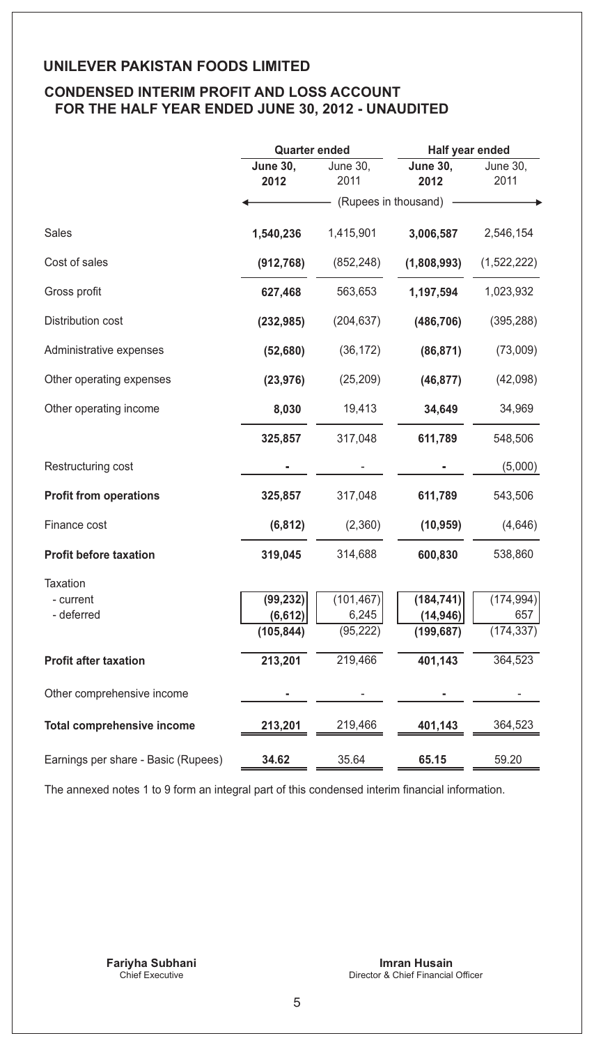# UNILEVER PAKISTAN FOODS LIMITED

## CONDENSED INTERIM PROFIT AND LOSS ACCOUNT FOR THE HALF YEAR ENDED JUNE 30, 2012 - UNAUDITED

| | Quarter ended | | Half year ended | |
|---|---|---|---|---|
| | **June 30, 2012** | June 30, 2011 | **June 30, 2012** | June 30, 2011 |
| | (Rupees in thousand) | | | |
| Sales | **1,540,236** | 1,415,901 | **3,006,587** | 2,546,154 |
| Cost of sales | **(912,768)** | (852,248) | **(1,808,993)** | (1,522,222) |
| Gross profit | **627,468** | 563,653 | **1,197,594** | 1,023,932 |
| Distribution cost | **(232,985)** | (204,637) | **(486,706)** | (395,288) |
| Administrative expenses | **(52,680)** | (36,172) | **(86,871)** | (73,009) |
| Other operating expenses | **(23,976)** | (25,209) | **(46,877)** | (42,098) |
| Other operating income | **8,030** | 19,413 | **34,649** | 34,969 |
| | **325,857** | 317,048 | **611,789** | 548,506 |
| Restructuring cost | **-** | - | **-** | (5,000) |
| **Profit from operations** | **325,857** | 317,048 | **611,789** | 543,506 |
| Finance cost | **(6,812)** | (2,360) | **(10,959)** | (4,646) |
| **Profit before taxation** | **319,045** | 314,688 | **600,830** | 538,860 |
| Taxation | | | | |
| - current | **(99,232)** | (101,467) | **(184,741)** | (174,994) |
| - deferred | **(6,612)** | 6,245 | **(14,946)** | 657 |
| | **(105,844)** | (95,222) | **(199,687)** | (174,337) |
| **Profit after taxation** | **213,201** | 219,466 | **401,143** | 364,523 |
| Other comprehensive income | **-** | - | **-** | - |
| **Total comprehensive income** | **213,201** | 219,466 | **401,143** | 364,523 |
| Earnings per share - Basic (Rupees) | **34.62** | 35.64 | **65.15** | 59.20 |

The annexed notes 1 to 9 form an integral part of this condensed interim financial information.

**Fariyha Subhani**
Chief Executive

**Imran Husain**
Director & Chief Financial Officer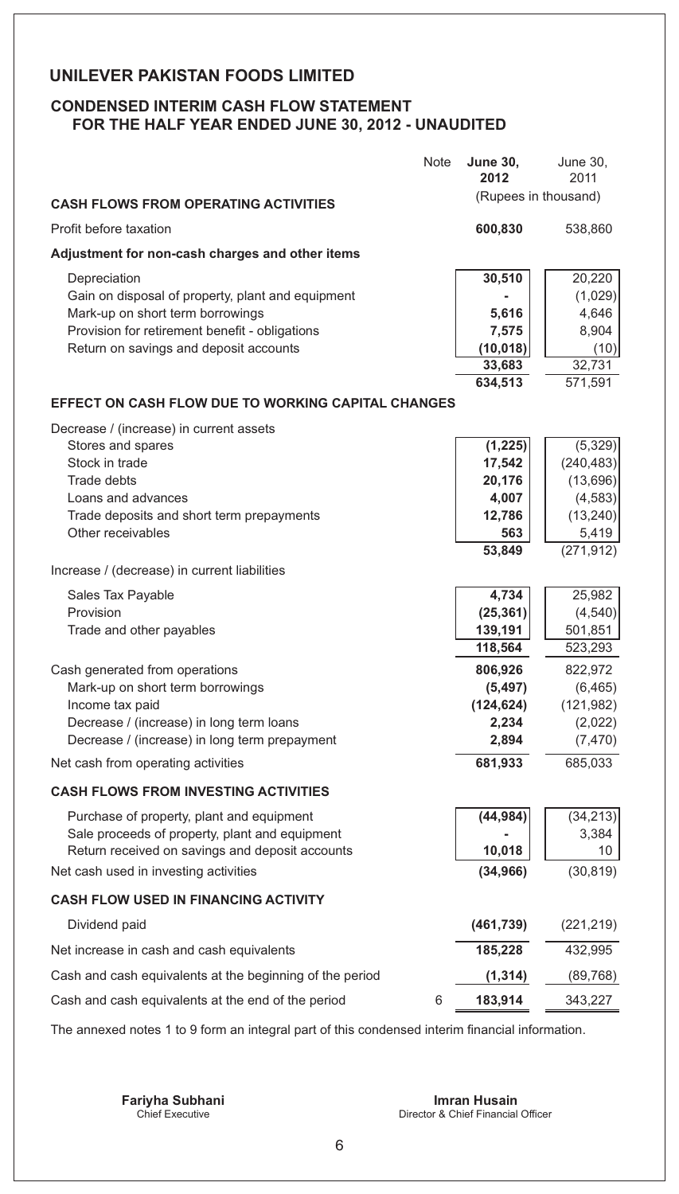# UNILEVER PAKISTAN FOODS LIMITED

## CONDENSED INTERIM CASH FLOW STATEMENT FOR THE HALF YEAR ENDED JUNE 30, 2012 - UNAUDITED

| | Note | **June 30, 2012** | June 30, 2011 |
|---|---|---|---|
| | | (Rupees in thousand) | |
| **CASH FLOWS FROM OPERATING ACTIVITIES** | | | |
| Profit before taxation | | **600,830** | 538,860 |
| **Adjustment for non-cash charges and other items** | | | |
| Depreciation | | **30,510** | 20,220 |
| Gain on disposal of property, plant and equipment | | **-** | (1,029) |
| Mark-up on short term borrowings | | **5,616** | 4,646 |
| Provision for retirement benefit - obligations | | **7,575** | 8,904 |
| Return on savings and deposit accounts | | **(10,018)** | (10) |
| | | **33,683** | 32,731 |
| | | **634,513** | 571,591 |
| **EFFECT ON CASH FLOW DUE TO WORKING CAPITAL CHANGES** | | | |
| Decrease / (increase) in current assets | | | |
| Stores and spares | | **(1,225)** | (5,329) |
| Stock in trade | | **17,542** | (240,483) |
| Trade debts | | **20,176** | (13,696) |
| Loans and advances | | **4,007** | (4,583) |
| Trade deposits and short term prepayments | | **12,786** | (13,240) |
| Other receivables | | **563** | 5,419 |
| | | **53,849** | (271,912) |
| Increase / (decrease) in current liabilities | | | |
| Sales Tax Payable | | **4,734** | 25,982 |
| Provision | | **(25,361)** | (4,540) |
| Trade and other payables | | **139,191** | 501,851 |
| | | **118,564** | 523,293 |
| Cash generated from operations | | **806,926** | 822,972 |
| Mark-up on short term borrowings | | **(5,497)** | (6,465) |
| Income tax paid | | **(124,624)** | (121,982) |
| Decrease / (increase) in long term loans | | **2,234** | (2,022) |
| Decrease / (increase) in long term prepayment | | **2,894** | (7,470) |
| Net cash from operating activities | | **681,933** | 685,033 |
| **CASH FLOWS FROM INVESTING ACTIVITIES** | | | |
| Purchase of property, plant and equipment | | **(44,984)** | (34,213) |
| Sale proceeds of property, plant and equipment | | **-** | 3,384 |
| Return received on savings and deposit accounts | | **10,018** | 10 |
| Net cash used in investing activities | | **(34,966)** | (30,819) |
| **CASH FLOW USED IN FINANCING ACTIVITY** | | | |
| Dividend paid | | **(461,739)** | (221,219) |
| Net increase in cash and cash equivalents | | **185,228** | 432,995 |
| Cash and cash equivalents at the beginning of the period | | **(1,314)** | (89,768) |
| Cash and cash equivalents at the end of the period | 6 | **183,914** | 343,227 |

The annexed notes 1 to 9 form an integral part of this condensed interim financial information.

**Fariyha Subhani**
Chief Executive

**Imran Husain**
Director & Chief Financial Officer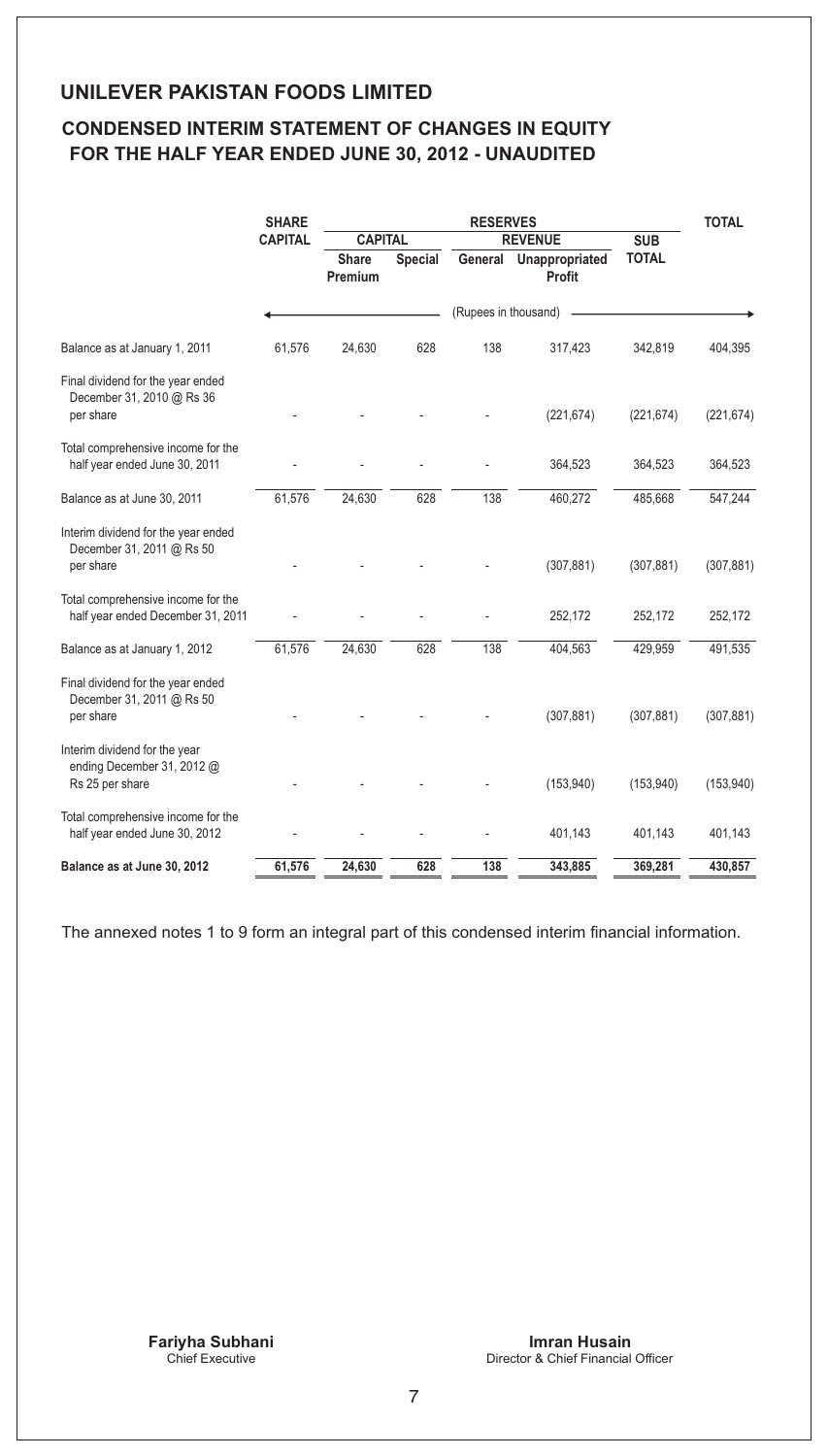## UNILEVER PAKISTAN FOODS LIMITED

## CONDENSED INTERIM STATEMENT OF CHANGES IN EQUITY FOR THE HALF YEAR ENDED JUNE 30, 2012 - UNAUDITED

| | SHARE CAPITAL | RESERVES | | | | | TOTAL |
|---|---|---|---|---|---|---|---|
| | | CAPITAL | | REVENUE | | SUB TOTAL | |
| | | Share Premium | Special | General | Unappropriated Profit | | |
| | (Rupees in thousand) | | | | | | |
| Balance as at January 1, 2011 | 61,576 | 24,630 | 628 | 138 | 317,423 | 342,819 | 404,395 |
| Final dividend for the year ended December 31, 2010 @ Rs 36 per share | - | - | - | - | (221,674) | (221,674) | (221,674) |
| Total comprehensive income for the half year ended June 30, 2011 | - | - | - | - | 364,523 | 364,523 | 364,523 |
| Balance as at June 30, 2011 | 61,576 | 24,630 | 628 | 138 | 460,272 | 485,668 | 547,244 |
| Interim dividend for the year ended December 31, 2011 @ Rs 50 per share | - | - | - | - | (307,881) | (307,881) | (307,881) |
| Total comprehensive income for the half year ended December 31, 2011 | - | - | - | - | 252,172 | 252,172 | 252,172 |
| Balance as at January 1, 2012 | 61,576 | 24,630 | 628 | 138 | 404,563 | 429,959 | 491,535 |
| Final dividend for the year ended December 31, 2011 @ Rs 50 per share | - | - | - | - | (307,881) | (307,881) | (307,881) |
| Interim dividend for the year ending December 31, 2012 @ Rs 25 per share | - | - | - | - | (153,940) | (153,940) | (153,940) |
| Total comprehensive income for the half year ended June 30, 2012 | - | - | - | - | 401,143 | 401,143 | 401,143 |
| **Balance as at June 30, 2012** | **61,576** | **24,630** | **628** | **138** | **343,885** | **369,281** | **430,857** |

The annexed notes 1 to 9 form an integral part of this condensed interim financial information.

**Fariyha Subhani**
Chief Executive

**Imran Husain**
Director & Chief Financial Officer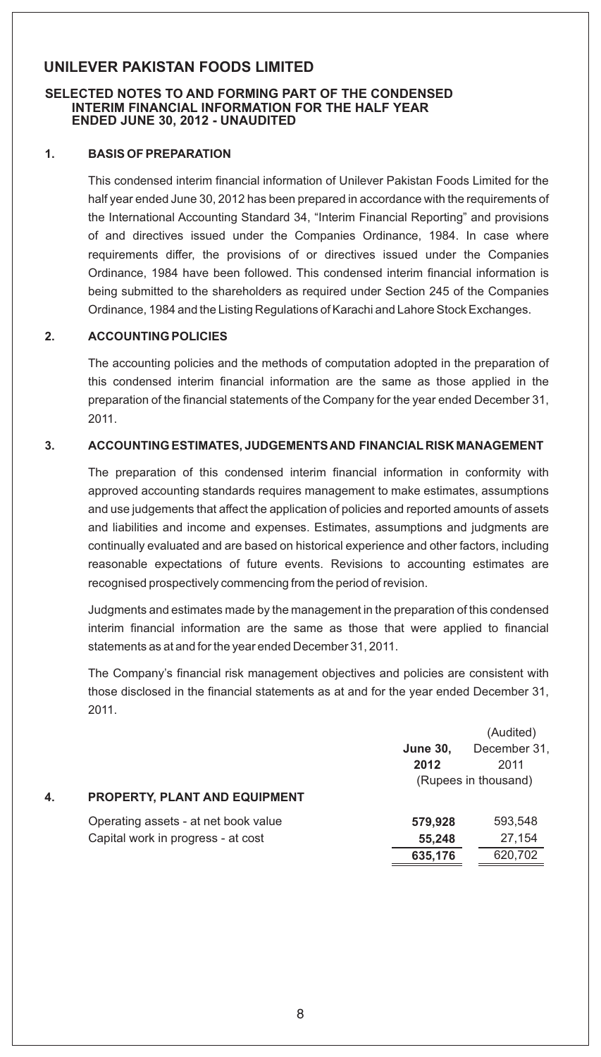# UNILEVER PAKISTAN FOODS LIMITED

## SELECTED NOTES TO AND FORMING PART OF THE CONDENSED INTERIM FINANCIAL INFORMATION FOR THE HALF YEAR ENDED JUNE 30, 2012 - UNAUDITED

### 1. BASIS OF PREPARATION

This condensed interim financial information of Unilever Pakistan Foods Limited for the half year ended June 30, 2012 has been prepared in accordance with the requirements of the International Accounting Standard 34, "Interim Financial Reporting" and provisions of and directives issued under the Companies Ordinance, 1984. In case where requirements differ, the provisions of or directives issued under the Companies Ordinance, 1984 have been followed. This condensed interim financial information is being submitted to the shareholders as required under Section 245 of the Companies Ordinance, 1984 and the Listing Regulations of Karachi and Lahore Stock Exchanges.

### 2. ACCOUNTING POLICIES

The accounting policies and the methods of computation adopted in the preparation of this condensed interim financial information are the same as those applied in the preparation of the financial statements of the Company for the year ended December 31, 2011.

### 3. ACCOUNTING ESTIMATES, JUDGEMENTS AND FINANCIAL RISK MANAGEMENT

The preparation of this condensed interim financial information in conformity with approved accounting standards requires management to make estimates, assumptions and use judgements that affect the application of policies and reported amounts of assets and liabilities and income and expenses. Estimates, assumptions and judgments are continually evaluated and are based on historical experience and other factors, including reasonable expectations of future events. Revisions to accounting estimates are recognised prospectively commencing from the period of revision.

Judgments and estimates made by the management in the preparation of this condensed interim financial information are the same as those that were applied to financial statements as at and for the year ended December 31, 2011.

The Company's financial risk management objectives and policies are consistent with those disclosed in the financial statements as at and for the year ended December 31, 2011.

### 4. PROPERTY, PLANT AND EQUIPMENT

| | **June 30, 2012** | (Audited) December 31, 2011 |
|---|---|---|
| | (Rupees in thousand) | |
| Operating assets - at net book value | **579,928** | 593,548 |
| Capital work in progress - at cost | **55,248** | 27,154 |
| | **635,176** | 620,702 |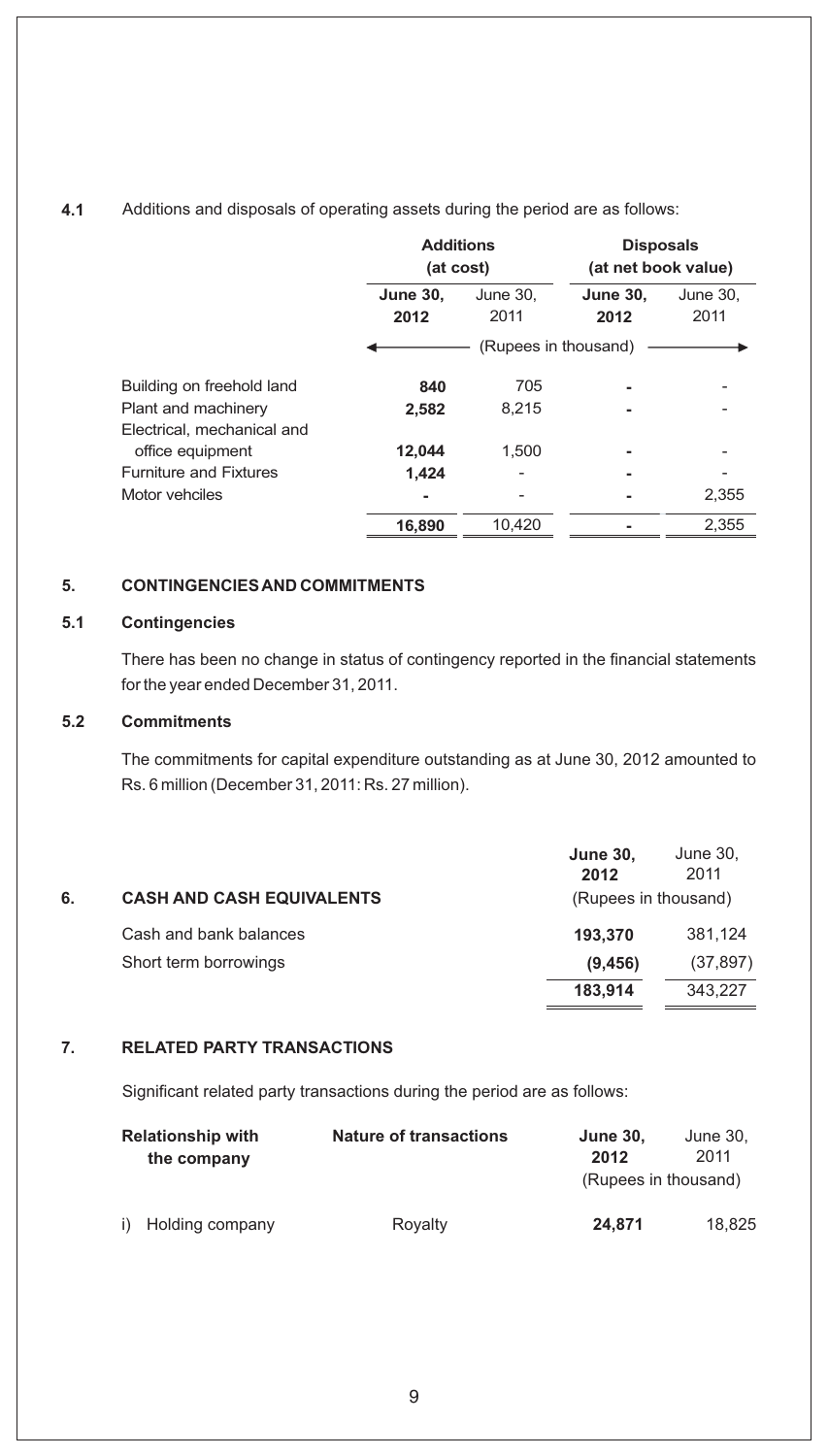**4.1** Additions and disposals of operating assets during the period are as follows:

| | Additions (at cost) | | Disposals (at net book value) | |
|---|---|---|---|---|
| | **June 30, 2012** | June 30, 2011 | **June 30, 2012** | June 30, 2011 |
| | (Rupees in thousand) | | | |
| Building on freehold land | **840** | 705 | **-** | - |
| Plant and machinery | **2,582** | 8,215 | **-** | - |
| Electrical, mechanical and office equipment | **12,044** | 1,500 | **-** | - |
| Furniture and Fixtures | **1,424** | - | **-** | - |
| Motor vehciles | **-** | - | **-** | 2,355 |
| | **16,890** | 10,420 | **-** | 2,355 |

## 5. CONTINGENCIES AND COMMITMENTS

### 5.1 Contingencies

There has been no change in status of contingency reported in the financial statements for the year ended December 31, 2011.

### 5.2 Commitments

The commitments for capital expenditure outstanding as at June 30, 2012 amounted to Rs. 6 million (December 31, 2011: Rs. 27 million).

## 6. CASH AND CASH EQUIVALENTS

| | **June 30, 2012** | June 30, 2011 |
|---|---|---|
| | (Rupees in thousand) | |
| Cash and bank balances | **193,370** | 381,124 |
| Short term borrowings | **(9,456)** | (37,897) |
| | **183,914** | 343,227 |

## 7. RELATED PARTY TRANSACTIONS

Significant related party transactions during the period are as follows:

| Relationship with the company | Nature of transactions | **June 30, 2012** | June 30, 2011 |
|---|---|---|---|
| | | (Rupees in thousand) | |
| i) Holding company | Royalty | **24,871** | 18,825 |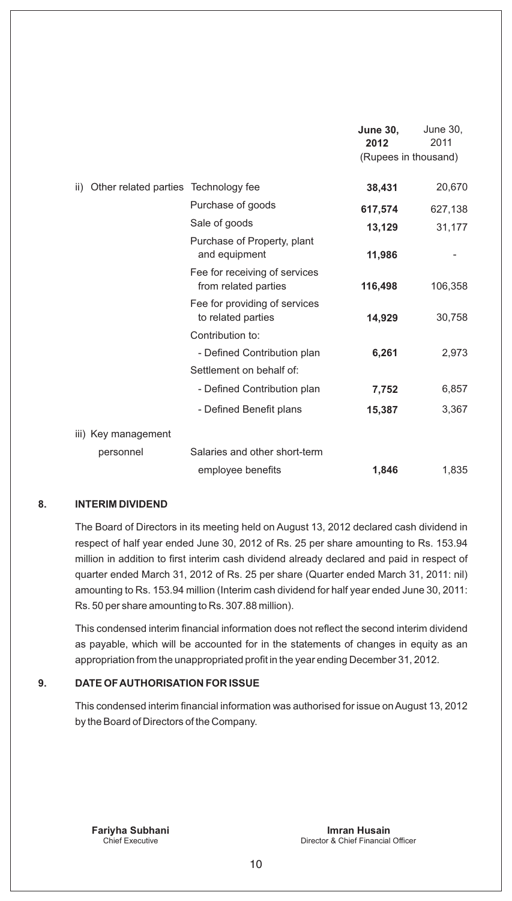| | | June 30, 2012 | June 30, 2011 |
|---|---|---|---|
| | | (Rupees in thousand) | |
| ii) Other related parties | Technology fee | **38,431** | 20,670 |
| | Purchase of goods | **617,574** | 627,138 |
| | Sale of goods | **13,129** | 31,177 |
| | Purchase of Property, plant and equipment | **11,986** | - |
| | Fee for receiving of services from related parties | **116,498** | 106,358 |
| | Fee for providing of services to related parties | **14,929** | 30,758 |
| | Contribution to: | | |
| | - Defined Contribution plan | **6,261** | 2,973 |
| | Settlement on behalf of: | | |
| | - Defined Contribution plan | **7,752** | 6,857 |
| | - Defined Benefit plans | **15,387** | 3,367 |
| iii) Key management personnel | Salaries and other short-term employee benefits | **1,846** | 1,835 |

## 8. INTERIM DIVIDEND

The Board of Directors in its meeting held on August 13, 2012 declared cash dividend in respect of half year ended June 30, 2012 of Rs. 25 per share amounting to Rs. 153.94 million in addition to first interim cash dividend already declared and paid in respect of quarter ended March 31, 2012 of Rs. 25 per share (Quarter ended March 31, 2011: nil) amounting to Rs. 153.94 million (Interim cash dividend for half year ended June 30, 2011: Rs. 50 per share amounting to Rs. 307.88 million).

This condensed interim financial information does not reflect the second interim dividend as payable, which will be accounted for in the statements of changes in equity as an appropriation from the unappropriated profit in the year ending December 31, 2012.

## 9. DATE OF AUTHORISATION FOR ISSUE

This condensed interim financial information was authorised for issue on August 13, 2012 by the Board of Directors of the Company.

**Fariyha Subhani**
Chief Executive

**Imran Husain**
Director & Chief Financial Officer